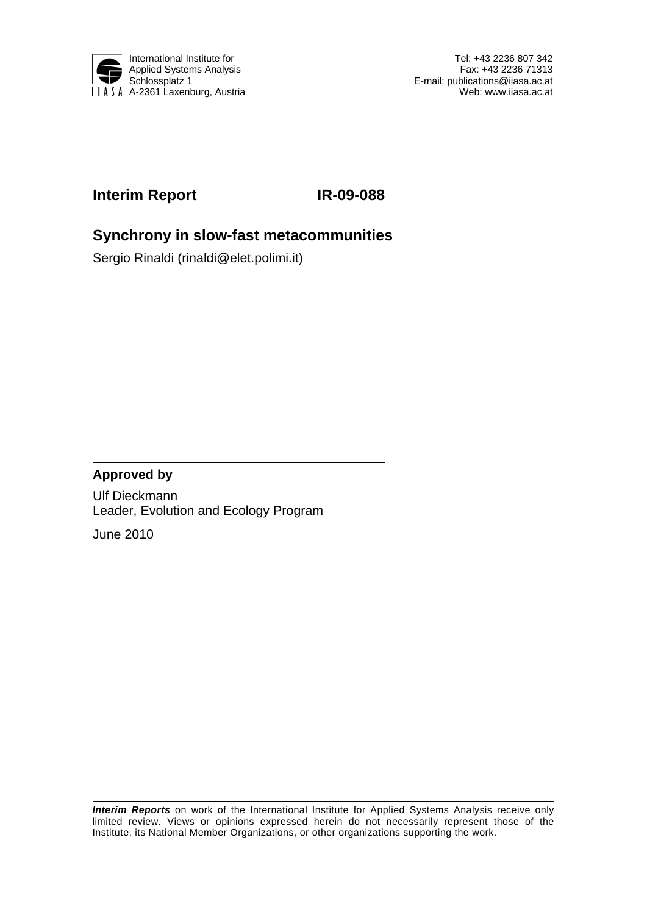International Institute for Applied Systems Analysis
Schlossplatz 1
A-2361 Laxenburg, Austria

Tel: +43 2236 807 342
Fax: +43 2236 71313
E-mail: publications@iiasa.ac.at
Web: www.iiasa.ac.at

**Interim Report** **IR-09-088**

## Synchrony in slow-fast metacommunities

Sergio Rinaldi (rinaldi@elet.polimi.it)

**Approved by**

Ulf Dieckmann
Leader, Evolution and Ecology Program

June 2010

***Interim Reports*** on work of the International Institute for Applied Systems Analysis receive only limited review. Views or opinions expressed herein do not necessarily represent those of the Institute, its National Member Organizations, or other organizations supporting the work.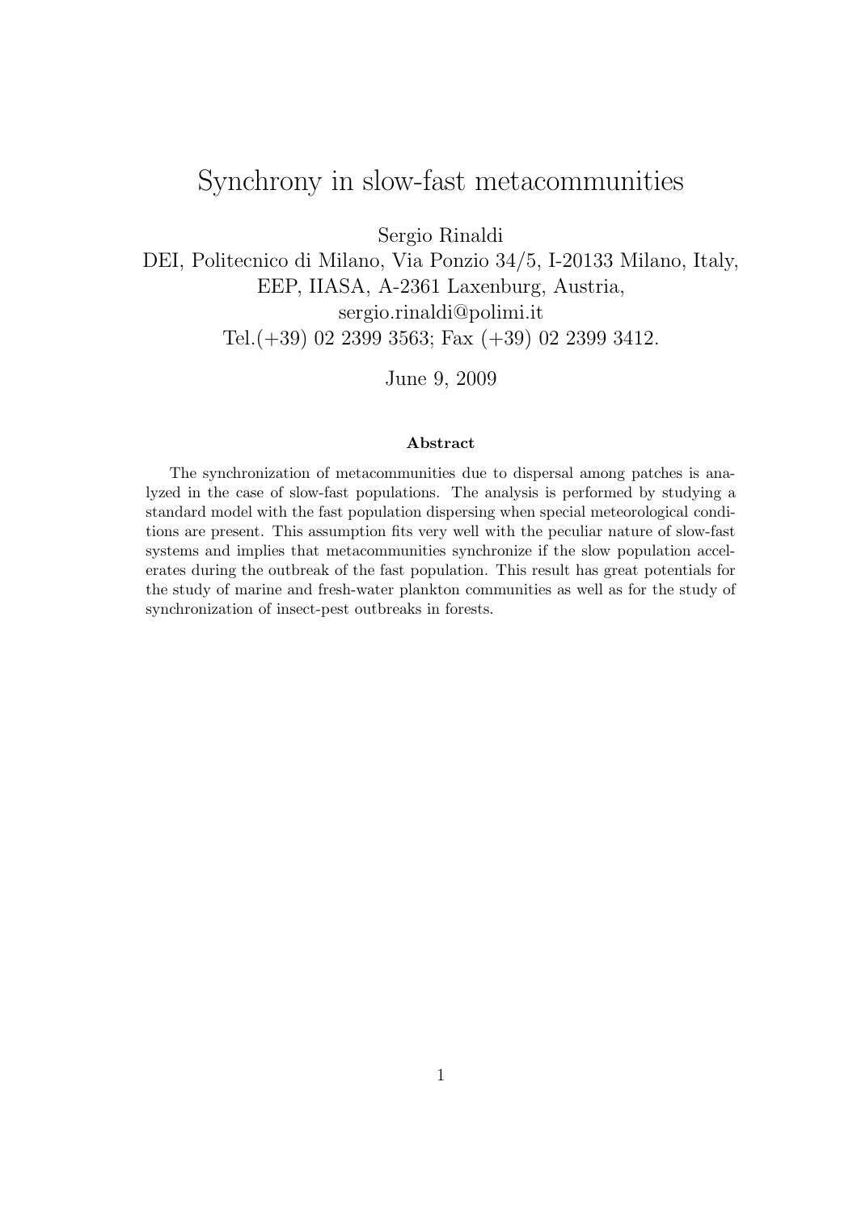# Synchrony in slow-fast metacommunities

Sergio Rinaldi

DEI, Politecnico di Milano, Via Ponzio 34/5, I-20133 Milano, Italy,
EEP, IIASA, A-2361 Laxenburg, Austria,
sergio.rinaldi@polimi.it
Tel.(+39) 02 2399 3563; Fax (+39) 02 2399 3412.

June 9, 2009

### Abstract

The synchronization of metacommunities due to dispersal among patches is analyzed in the case of slow-fast populations. The analysis is performed by studying a standard model with the fast population dispersing when special meteorological conditions are present. This assumption fits very well with the peculiar nature of slow-fast systems and implies that metacommunities synchronize if the slow population accelerates during the outbreak of the fast population. This result has great potentials for the study of marine and fresh-water plankton communities as well as for the study of synchronization of insect-pest outbreaks in forests.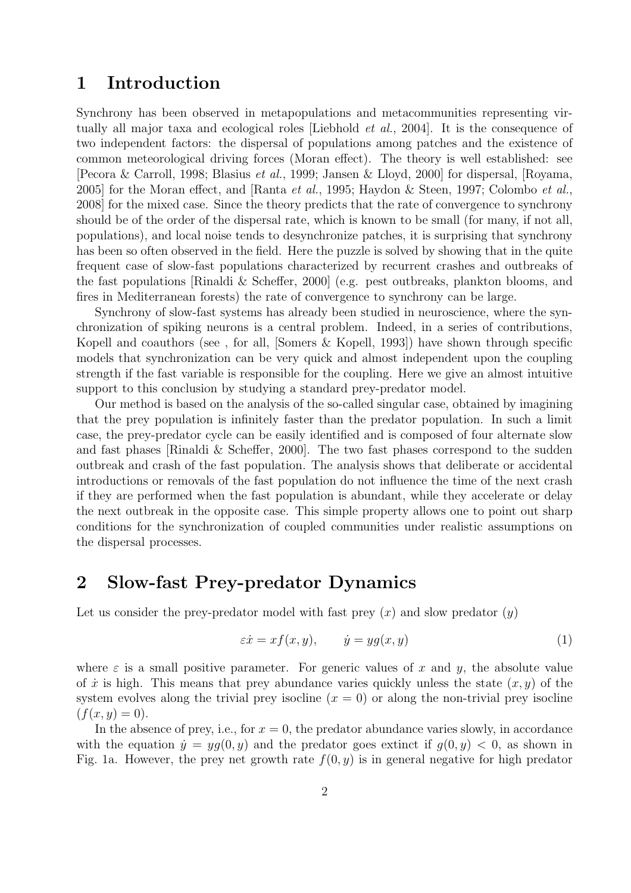# 1 Introduction

Synchrony has been observed in metapopulations and metacommunities representing virtually all major taxa and ecological roles [Liebhold *et al.*, 2004]. It is the consequence of two independent factors: the dispersal of populations among patches and the existence of common meteorological driving forces (Moran effect). The theory is well established: see [Pecora & Carroll, 1998; Blasius *et al.*, 1999; Jansen & Lloyd, 2000] for dispersal, [Royama, 2005] for the Moran effect, and [Ranta *et al.*, 1995; Haydon & Steen, 1997; Colombo *et al.*, 2008] for the mixed case. Since the theory predicts that the rate of convergence to synchrony should be of the order of the dispersal rate, which is known to be small (for many, if not all, populations), and local noise tends to desynchronize patches, it is surprising that synchrony has been so often observed in the field. Here the puzzle is solved by showing that in the quite frequent case of slow-fast populations characterized by recurrent crashes and outbreaks of the fast populations [Rinaldi & Scheffer, 2000] (e.g. pest outbreaks, plankton blooms, and fires in Mediterranean forests) the rate of convergence to synchrony can be large.

Synchrony of slow-fast systems has already been studied in neuroscience, where the synchronization of spiking neurons is a central problem. Indeed, in a series of contributions, Kopell and coauthors (see , for all, [Somers & Kopell, 1993]) have shown through specific models that synchronization can be very quick and almost independent upon the coupling strength if the fast variable is responsible for the coupling. Here we give an almost intuitive support to this conclusion by studying a standard prey-predator model.

Our method is based on the analysis of the so-called singular case, obtained by imagining that the prey population is infinitely faster than the predator population. In such a limit case, the prey-predator cycle can be easily identified and is composed of four alternate slow and fast phases [Rinaldi & Scheffer, 2000]. The two fast phases correspond to the sudden outbreak and crash of the fast population. The analysis shows that deliberate or accidental introductions or removals of the fast population do not influence the time of the next crash if they are performed when the fast population is abundant, while they accelerate or delay the next outbreak in the opposite case. This simple property allows one to point out sharp conditions for the synchronization of coupled communities under realistic assumptions on the dispersal processes.

# 2 Slow-fast Prey-predator Dynamics

Let us consider the prey-predator model with fast prey ($x$) and slow predator ($y$)

$$\varepsilon \dot{x} = x f(x, y), \qquad \dot{y} = y g(x, y) \tag{1}$$

where $\varepsilon$ is a small positive parameter. For generic values of $x$ and $y$, the absolute value of $\dot{x}$ is high. This means that prey abundance varies quickly unless the state $(x, y)$ of the system evolves along the trivial prey isocline ($x = 0$) or along the non-trivial prey isocline ($f(x, y) = 0$).

In the absence of prey, i.e., for $x = 0$, the predator abundance varies slowly, in accordance with the equation $\dot{y} = y g(0, y)$ and the predator goes extinct if $g(0, y) < 0$, as shown in Fig. 1a. However, the prey net growth rate $f(0, y)$ is in general negative for high predator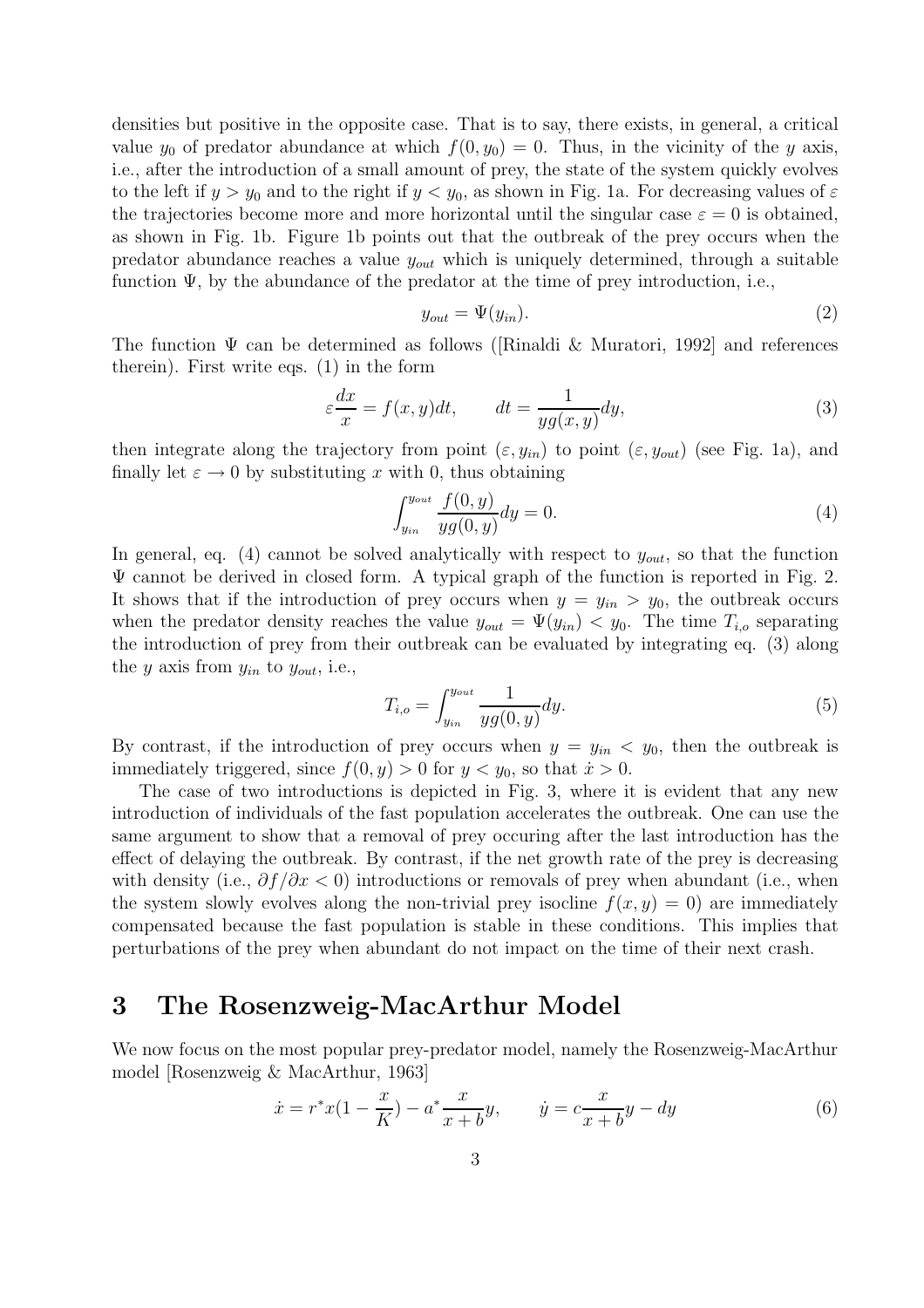densities but positive in the opposite case. That is to say, there exists, in general, a critical value $y_0$ of predator abundance at which $f(0, y_0) = 0$. Thus, in the vicinity of the $y$ axis, i.e., after the introduction of a small amount of prey, the state of the system quickly evolves to the left if $y > y_0$ and to the right if $y < y_0$, as shown in Fig. 1a. For decreasing values of $\varepsilon$ the trajectories become more and more horizontal until the singular case $\varepsilon = 0$ is obtained, as shown in Fig. 1b. Figure 1b points out that the outbreak of the prey occurs when the predator abundance reaches a value $y_{out}$ which is uniquely determined, through a suitable function $\Psi$, by the abundance of the predator at the time of prey introduction, i.e.,

$$y_{out} = \Psi(y_{in}). \tag{2}$$

The function $\Psi$ can be determined as follows ([Rinaldi & Muratori, 1992] and references therein). First write eqs. (1) in the form

$$\varepsilon \frac{dx}{x} = f(x, y)dt, \qquad dt = \frac{1}{yg(x, y)}dy, \tag{3}$$

then integrate along the trajectory from point $(\varepsilon, y_{in})$ to point $(\varepsilon, y_{out})$ (see Fig. 1a), and finally let $\varepsilon \to 0$ by substituting $x$ with 0, thus obtaining

$$\int_{y_{in}}^{y_{out}} \frac{f(0, y)}{yg(0, y)} dy = 0. \tag{4}$$

In general, eq. (4) cannot be solved analytically with respect to $y_{out}$, so that the function $\Psi$ cannot be derived in closed form. A typical graph of the function is reported in Fig. 2. It shows that if the introduction of prey occurs when $y = y_{in} > y_0$, the outbreak occurs when the predator density reaches the value $y_{out} = \Psi(y_{in}) < y_0$. The time $T_{i,o}$ separating the introduction of prey from their outbreak can be evaluated by integrating eq. (3) along the $y$ axis from $y_{in}$ to $y_{out}$, i.e.,

$$T_{i,o} = \int_{y_{in}}^{y_{out}} \frac{1}{yg(0, y)} dy. \tag{5}$$

By contrast, if the introduction of prey occurs when $y = y_{in} < y_0$, then the outbreak is immediately triggered, since $f(0, y) > 0$ for $y < y_0$, so that $\dot{x} > 0$.

The case of two introductions is depicted in Fig. 3, where it is evident that any new introduction of individuals of the fast population accelerates the outbreak. One can use the same argument to show that a removal of prey occuring after the last introduction has the effect of delaying the outbreak. By contrast, if the net growth rate of the prey is decreasing with density (i.e., $\partial f / \partial x < 0$) introductions or removals of prey when abundant (i.e., when the system slowly evolves along the non-trivial prey isocline $f(x, y) = 0$) are immediately compensated because the fast population is stable in these conditions. This implies that perturbations of the prey when abundant do not impact on the time of their next crash.

# 3 The Rosenzweig-MacArthur Model

We now focus on the most popular prey-predator model, namely the Rosenzweig-MacArthur model [Rosenzweig & MacArthur, 1963]

$$\dot{x} = r^* x(1 - \frac{x}{K}) - a^* \frac{x}{x + b} y, \qquad \dot{y} = c \frac{x}{x + b} y - dy \tag{6}$$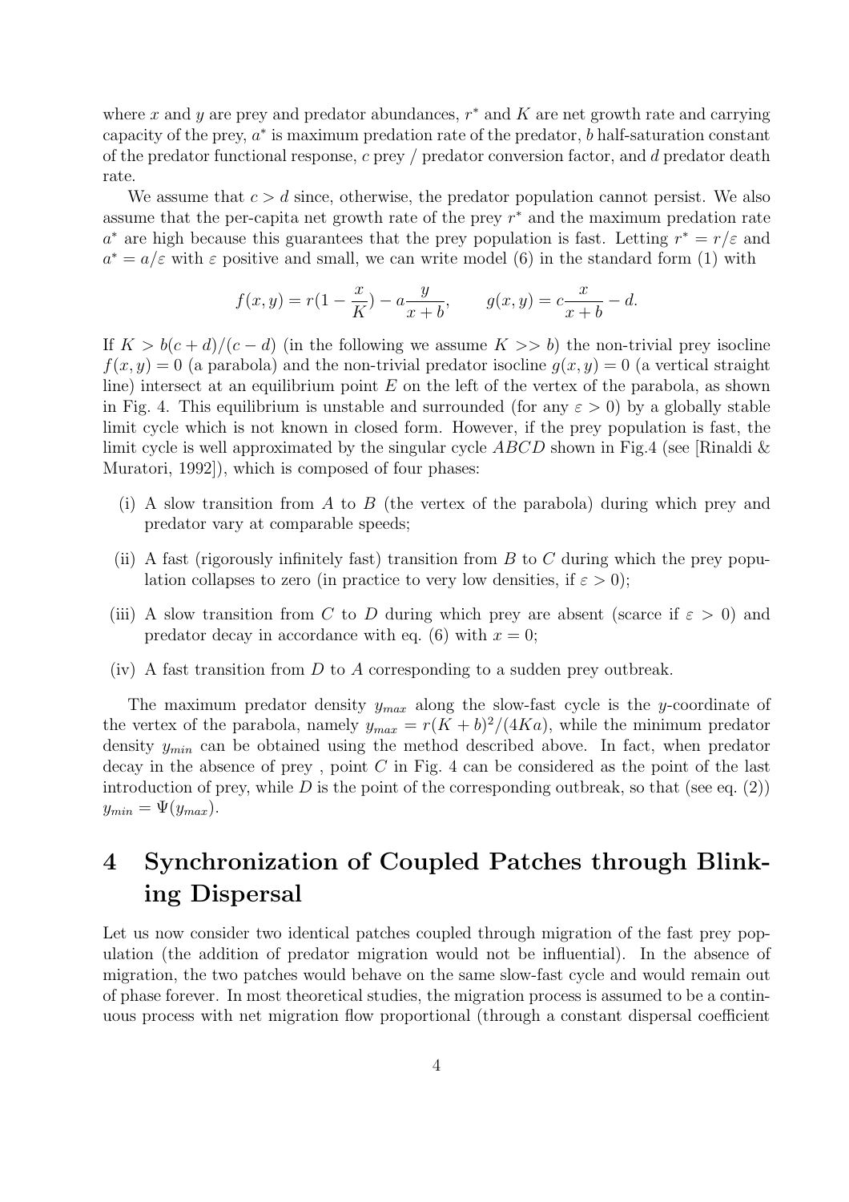where $x$ and $y$ are prey and predator abundances, $r^*$ and $K$ are net growth rate and carrying capacity of the prey, $a^*$ is maximum predation rate of the predator, $b$ half-saturation constant of the predator functional response, $c$ prey / predator conversion factor, and $d$ predator death rate.

We assume that $c > d$ since, otherwise, the predator population cannot persist. We also assume that the per-capita net growth rate of the prey $r^*$ and the maximum predation rate $a^*$ are high because this guarantees that the prey population is fast. Letting $r^* = r/\varepsilon$ and $a^* = a/\varepsilon$ with $\varepsilon$ positive and small, we can write model (6) in the standard form (1) with

$$f(x, y) = r(1 - \frac{x}{K}) - a\frac{y}{x + b}, \qquad g(x, y) = c\frac{x}{x + b} - d.$$

If $K > b(c + d)/(c - d)$ (in the following we assume $K >> b$) the non-trivial prey isocline $f(x, y) = 0$ (a parabola) and the non-trivial predator isocline $g(x, y) = 0$ (a vertical straight line) intersect at an equilibrium point $E$ on the left of the vertex of the parabola, as shown in Fig. 4. This equilibrium is unstable and surrounded (for any $\varepsilon > 0$) by a globally stable limit cycle which is not known in closed form. However, if the prey population is fast, the limit cycle is well approximated by the singular cycle $ABCD$ shown in Fig.4 (see [Rinaldi & Muratori, 1992]), which is composed of four phases:

(i) A slow transition from $A$ to $B$ (the vertex of the parabola) during which prey and predator vary at comparable speeds;

(ii) A fast (rigorously infinitely fast) transition from $B$ to $C$ during which the prey population collapses to zero (in practice to very low densities, if $\varepsilon > 0$);

(iii) A slow transition from $C$ to $D$ during which prey are absent (scarce if $\varepsilon > 0$) and predator decay in accordance with eq. (6) with $x = 0$;

(iv) A fast transition from $D$ to $A$ corresponding to a sudden prey outbreak.

The maximum predator density $y_{max}$ along the slow-fast cycle is the $y$-coordinate of the vertex of the parabola, namely $y_{max} = r(K + b)^2/(4Ka)$, while the minimum predator density $y_{min}$ can be obtained using the method described above. In fact, when predator decay in the absence of prey , point $C$ in Fig. 4 can be considered as the point of the last introduction of prey, while $D$ is the point of the corresponding outbreak, so that (see eq. (2)) $y_{min} = \Psi(y_{max})$.

# 4 Synchronization of Coupled Patches through Blinking Dispersal

Let us now consider two identical patches coupled through migration of the fast prey population (the addition of predator migration would not be influential). In the absence of migration, the two patches would behave on the same slow-fast cycle and would remain out of phase forever. In most theoretical studies, the migration process is assumed to be a continuous process with net migration flow proportional (through a constant dispersal coefficient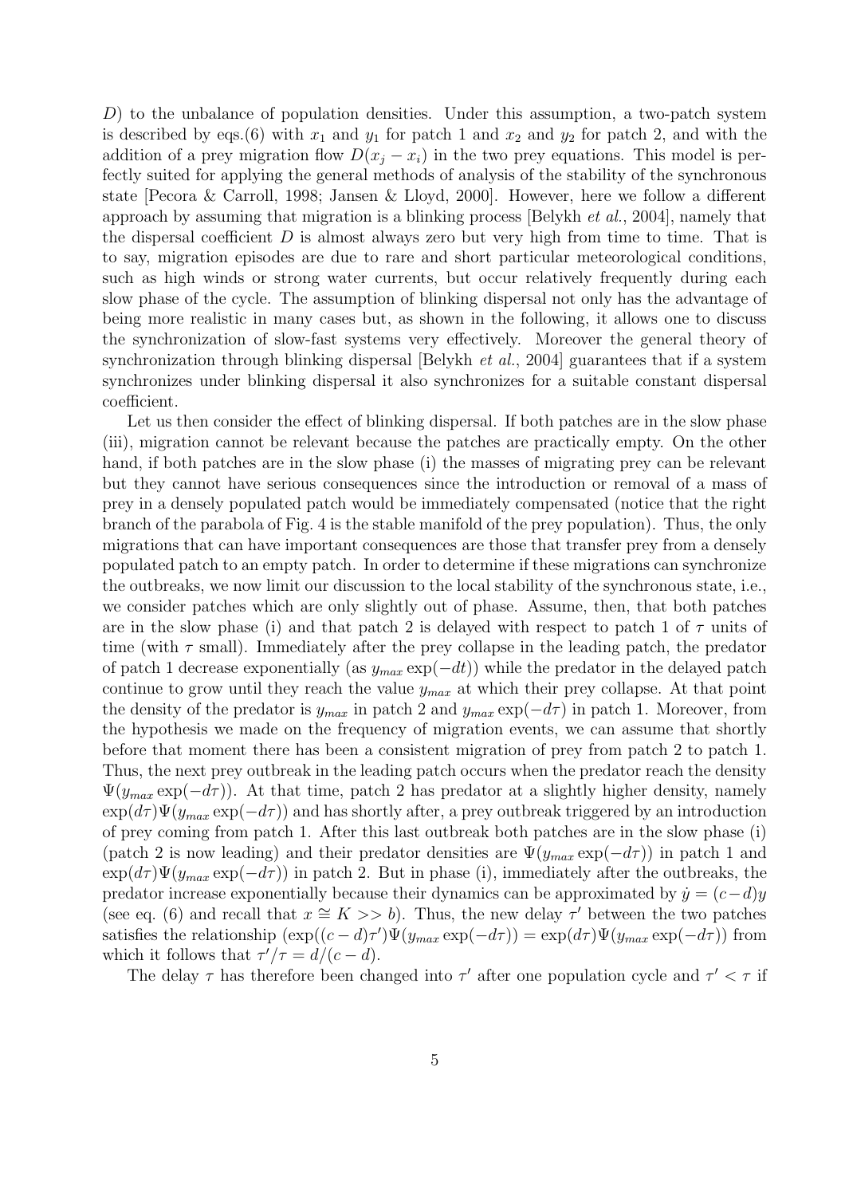$D$) to the unbalance of population densities. Under this assumption, a two-patch system is described by eqs.(6) with $x_1$ and $y_1$ for patch 1 and $x_2$ and $y_2$ for patch 2, and with the addition of a prey migration flow $D(x_j - x_i)$ in the two prey equations. This model is perfectly suited for applying the general methods of analysis of the stability of the synchronous state [Pecora & Carroll, 1998; Jansen & Lloyd, 2000]. However, here we follow a different approach by assuming that migration is a blinking process [Belykh *et al.*, 2004], namely that the dispersal coefficient $D$ is almost always zero but very high from time to time. That is to say, migration episodes are due to rare and short particular meteorological conditions, such as high winds or strong water currents, but occur relatively frequently during each slow phase of the cycle. The assumption of blinking dispersal not only has the advantage of being more realistic in many cases but, as shown in the following, it allows one to discuss the synchronization of slow-fast systems very effectively. Moreover the general theory of synchronization through blinking dispersal [Belykh *et al.*, 2004] guarantees that if a system synchronizes under blinking dispersal it also synchronizes for a suitable constant dispersal coefficient.

Let us then consider the effect of blinking dispersal. If both patches are in the slow phase (iii), migration cannot be relevant because the patches are practically empty. On the other hand, if both patches are in the slow phase (i) the masses of migrating prey can be relevant but they cannot have serious consequences since the introduction or removal of a mass of prey in a densely populated patch would be immediately compensated (notice that the right branch of the parabola of Fig. 4 is the stable manifold of the prey population). Thus, the only migrations that can have important consequences are those that transfer prey from a densely populated patch to an empty patch. In order to determine if these migrations can synchronize the outbreaks, we now limit our discussion to the local stability of the synchronous state, i.e., we consider patches which are only slightly out of phase. Assume, then, that both patches are in the slow phase (i) and that patch 2 is delayed with respect to patch 1 of $\tau$ units of time (with $\tau$ small). Immediately after the prey collapse in the leading patch, the predator of patch 1 decrease exponentially (as $y_{max}\exp(-dt)$) while the predator in the delayed patch continue to grow until they reach the value $y_{max}$ at which their prey collapse. At that point the density of the predator is $y_{max}$ in patch 2 and $y_{max}\exp(-d\tau)$ in patch 1. Moreover, from the hypothesis we made on the frequency of migration events, we can assume that shortly before that moment there has been a consistent migration of prey from patch 2 to patch 1. Thus, the next prey outbreak in the leading patch occurs when the predator reach the density $\Psi(y_{max}\exp(-d\tau))$. At that time, patch 2 has predator at a slightly higher density, namely $\exp(d\tau)\Psi(y_{max}\exp(-d\tau))$ and has shortly after, a prey outbreak triggered by an introduction of prey coming from patch 1. After this last outbreak both patches are in the slow phase (i) (patch 2 is now leading) and their predator densities are $\Psi(y_{max}\exp(-d\tau))$ in patch 1 and $\exp(d\tau)\Psi(y_{max}\exp(-d\tau))$ in patch 2. But in phase (i), immediately after the outbreaks, the predator increase exponentially because their dynamics can be approximated by $\dot{y} = (c-d)y$ (see eq. (6) and recall that $x \cong K >> b$). Thus, the new delay $\tau'$ between the two patches satisfies the relationship $(\exp((c-d)\tau')\Psi(y_{max}\exp(-d\tau)) = \exp(d\tau)\Psi(y_{max}\exp(-d\tau))$ from which it follows that $\tau'/\tau = d/(c-d)$.

The delay $\tau$ has therefore been changed into $\tau'$ after one population cycle and $\tau' < \tau$ if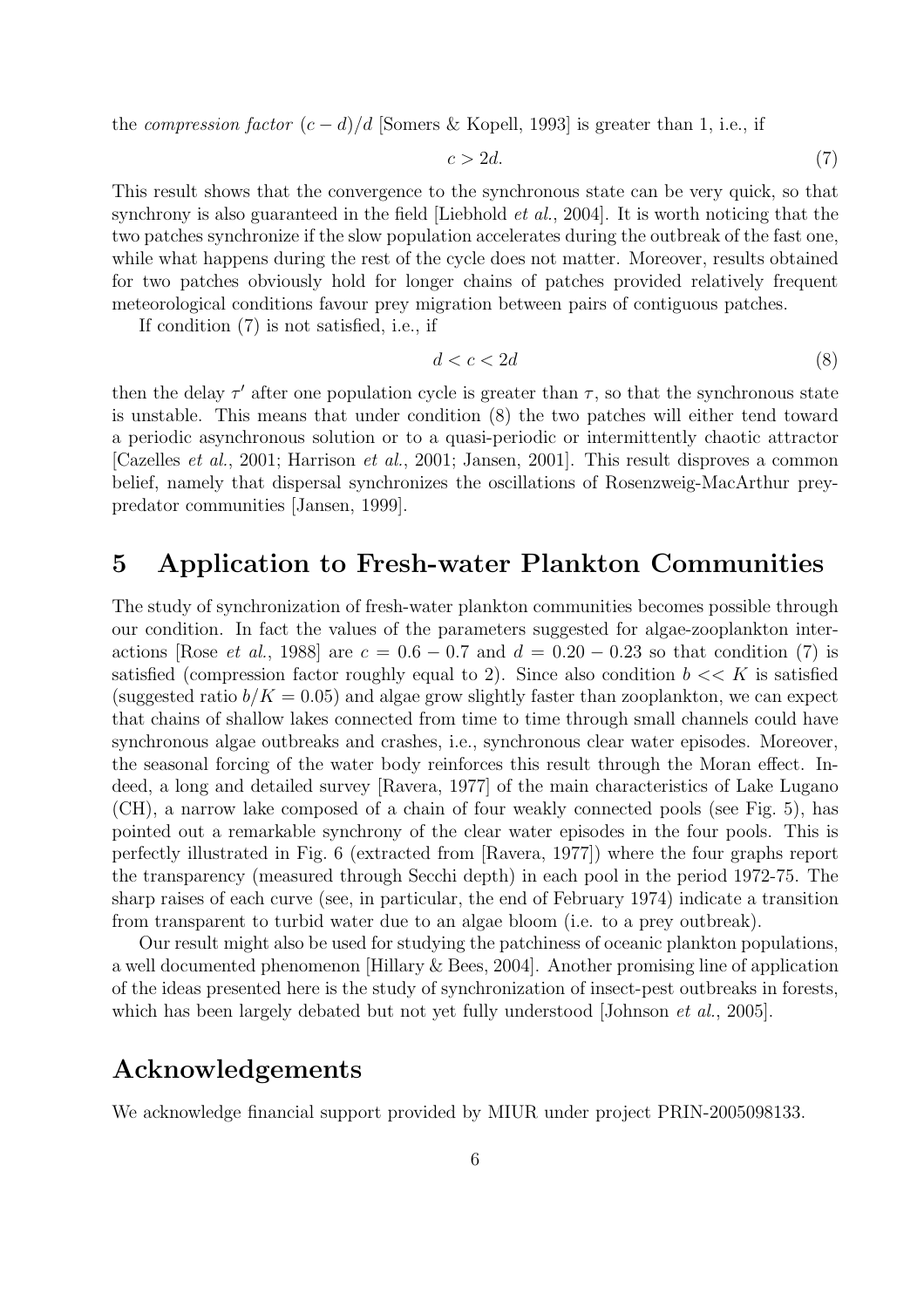the *compression factor* $(c - d)/d$ [Somers & Kopell, 1993] is greater than 1, i.e., if

$$c > 2d. \tag{7}$$

This result shows that the convergence to the synchronous state can be very quick, so that synchrony is also guaranteed in the field [Liebhold *et al.*, 2004]. It is worth noticing that the two patches synchronize if the slow population accelerates during the outbreak of the fast one, while what happens during the rest of the cycle does not matter. Moreover, results obtained for two patches obviously hold for longer chains of patches provided relatively frequent meteorological conditions favour prey migration between pairs of contiguous patches.

If condition (7) is not satisfied, i.e., if

$$d < c < 2d \tag{8}$$

then the delay $\tau'$ after one population cycle is greater than $\tau$, so that the synchronous state is unstable. This means that under condition (8) the two patches will either tend toward a periodic asynchronous solution or to a quasi-periodic or intermittently chaotic attractor [Cazelles *et al.*, 2001; Harrison *et al.*, 2001; Jansen, 2001]. This result disproves a common belief, namely that dispersal synchronizes the oscillations of Rosenzweig-MacArthur prey-predator communities [Jansen, 1999].

# 5 Application to Fresh-water Plankton Communities

The study of synchronization of fresh-water plankton communities becomes possible through our condition. In fact the values of the parameters suggested for algae-zooplankton interactions [Rose *et al.*, 1988] are $c = 0.6 - 0.7$ and $d = 0.20 - 0.23$ so that condition (7) is satisfied (compression factor roughly equal to 2). Since also condition $b << K$ is satisfied (suggested ratio $b/K = 0.05$) and algae grow slightly faster than zooplankton, we can expect that chains of shallow lakes connected from time to time through small channels could have synchronous algae outbreaks and crashes, i.e., synchronous clear water episodes. Moreover, the seasonal forcing of the water body reinforces this result through the Moran effect. Indeed, a long and detailed survey [Ravera, 1977] of the main characteristics of Lake Lugano (CH), a narrow lake composed of a chain of four weakly connected pools (see Fig. 5), has pointed out a remarkable synchrony of the clear water episodes in the four pools. This is perfectly illustrated in Fig. 6 (extracted from [Ravera, 1977]) where the four graphs report the transparency (measured through Secchi depth) in each pool in the period 1972-75. The sharp raises of each curve (see, in particular, the end of February 1974) indicate a transition from transparent to turbid water due to an algae bloom (i.e. to a prey outbreak).

Our result might also be used for studying the patchiness of oceanic plankton populations, a well documented phenomenon [Hillary & Bees, 2004]. Another promising line of application of the ideas presented here is the study of synchronization of insect-pest outbreaks in forests, which has been largely debated but not yet fully understood [Johnson *et al.*, 2005].

# Acknowledgements

We acknowledge financial support provided by MIUR under project PRIN-2005098133.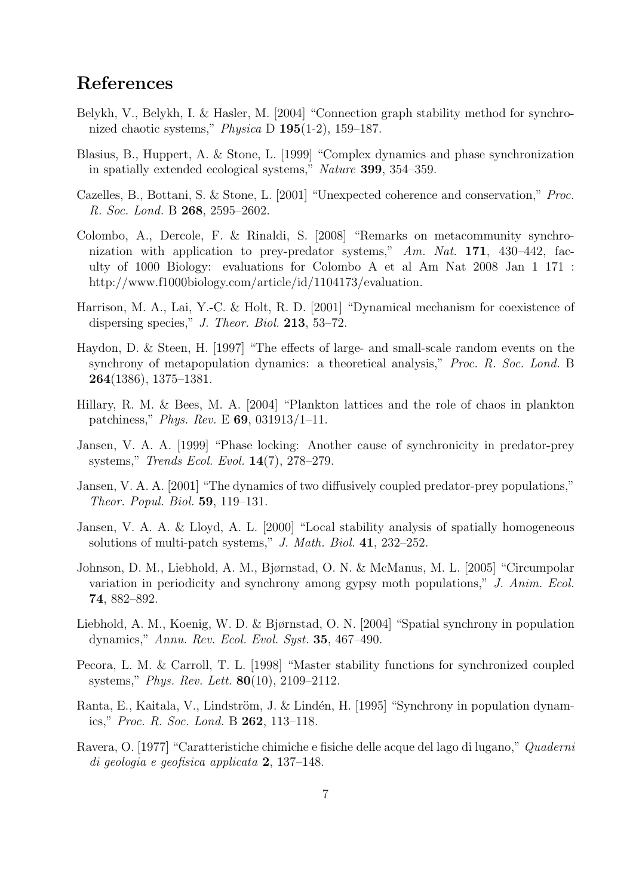## References

Belykh, V., Belykh, I. & Hasler, M. [2004] "Connection graph stability method for synchronized chaotic systems," *Physica* D **195**(1-2), 159–187.

Blasius, B., Huppert, A. & Stone, L. [1999] "Complex dynamics and phase synchronization in spatially extended ecological systems," *Nature* **399**, 354–359.

Cazelles, B., Bottani, S. & Stone, L. [2001] "Unexpected coherence and conservation," *Proc. R. Soc. Lond.* B **268**, 2595–2602.

Colombo, A., Dercole, F. & Rinaldi, S. [2008] "Remarks on metacommunity synchronization with application to prey-predator systems," *Am. Nat.* **171**, 430–442, faculty of 1000 Biology: evaluations for Colombo A et al Am Nat 2008 Jan 1 171 : http://www.f1000biology.com/article/id/1104173/evaluation.

Harrison, M. A., Lai, Y.-C. & Holt, R. D. [2001] "Dynamical mechanism for coexistence of dispersing species," *J. Theor. Biol.* **213**, 53–72.

Haydon, D. & Steen, H. [1997] "The effects of large- and small-scale random events on the synchrony of metapopulation dynamics: a theoretical analysis," *Proc. R. Soc. Lond.* B **264**(1386), 1375–1381.

Hillary, R. M. & Bees, M. A. [2004] "Plankton lattices and the role of chaos in plankton patchiness," *Phys. Rev.* E **69**, 031913/1–11.

Jansen, V. A. A. [1999] "Phase locking: Another cause of synchronicity in predator-prey systems," *Trends Ecol. Evol.* **14**(7), 278–279.

Jansen, V. A. A. [2001] "The dynamics of two diffusively coupled predator-prey populations," *Theor. Popul. Biol.* **59**, 119–131.

Jansen, V. A. A. & Lloyd, A. L. [2000] "Local stability analysis of spatially homogeneous solutions of multi-patch systems," *J. Math. Biol.* **41**, 232–252.

Johnson, D. M., Liebhold, A. M., Bjørnstad, O. N. & McManus, M. L. [2005] "Circumpolar variation in periodicity and synchrony among gypsy moth populations," *J. Anim. Ecol.* **74**, 882–892.

Liebhold, A. M., Koenig, W. D. & Bjørnstad, O. N. [2004] "Spatial synchrony in population dynamics," *Annu. Rev. Ecol. Evol. Syst.* **35**, 467–490.

Pecora, L. M. & Carroll, T. L. [1998] "Master stability functions for synchronized coupled systems," *Phys. Rev. Lett.* **80**(10), 2109–2112.

Ranta, E., Kaitala, V., Lindström, J. & Lindén, H. [1995] "Synchrony in population dynamics," *Proc. R. Soc. Lond.* B **262**, 113–118.

Ravera, O. [1977] "Caratteristiche chimiche e fisiche delle acque del lago di lugano," *Quaderni di geologia e geofisica applicata* **2**, 137–148.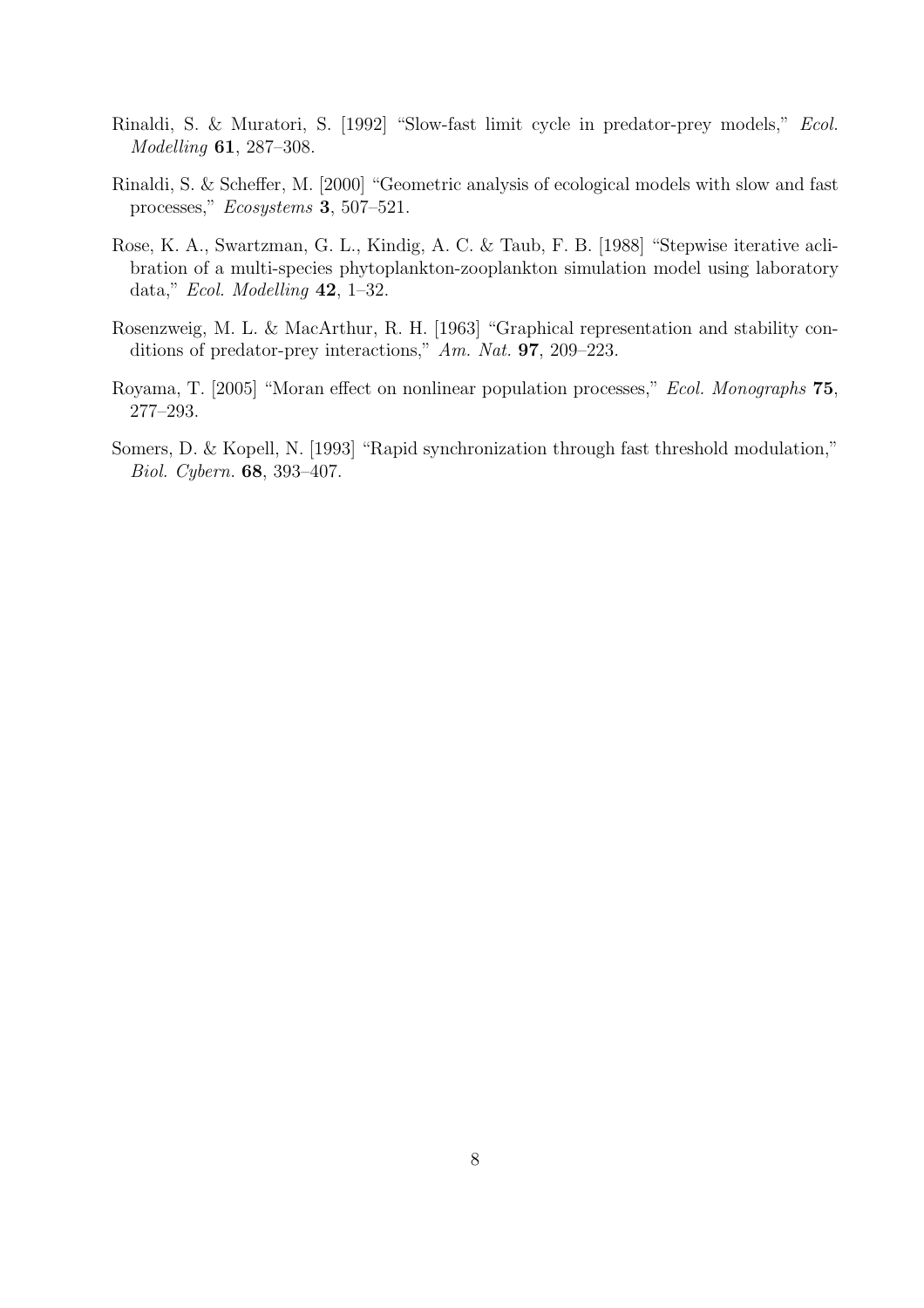Rinaldi, S. & Muratori, S. [1992] "Slow-fast limit cycle in predator-prey models," *Ecol. Modelling* **61**, 287–308.

Rinaldi, S. & Scheffer, M. [2000] "Geometric analysis of ecological models with slow and fast processes," *Ecosystems* **3**, 507–521.

Rose, K. A., Swartzman, G. L., Kindig, A. C. & Taub, F. B. [1988] "Stepwise iterative acalibration of a multi-species phytoplankton-zooplankton simulation model using laboratory data," *Ecol. Modelling* **42**, 1–32.

Rosenzweig, M. L. & MacArthur, R. H. [1963] "Graphical representation and stability conditions of predator-prey interactions," *Am. Nat.* **97**, 209–223.

Royama, T. [2005] "Moran effect on nonlinear population processes," *Ecol. Monographs* **75**, 277–293.

Somers, D. & Kopell, N. [1993] "Rapid synchronization through fast threshold modulation," *Biol. Cybern.* **68**, 393–407.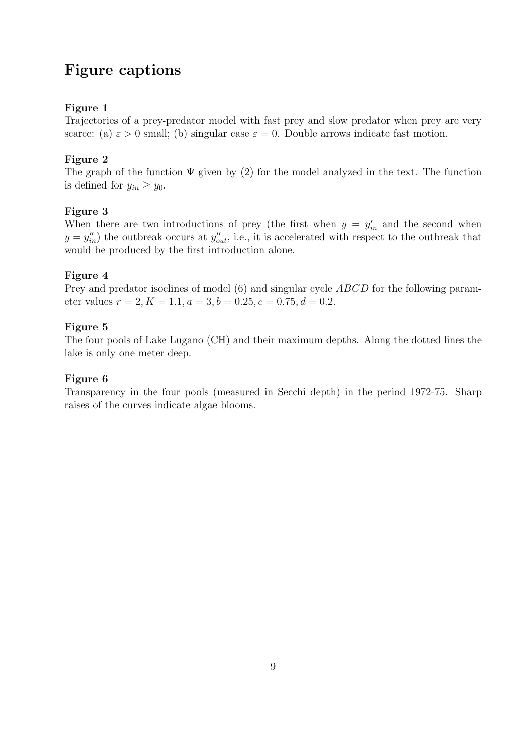# Figure captions

**Figure 1**
Trajectories of a prey-predator model with fast prey and slow predator when prey are very scarce: (a) $\varepsilon > 0$ small; (b) singular case $\varepsilon = 0$. Double arrows indicate fast motion.

**Figure 2**
The graph of the function $\Psi$ given by (2) for the model analyzed in the text. The function is defined for $y_{in} \geq y_0$.

**Figure 3**
When there are two introductions of prey (the first when $y = y'_{in}$ and the second when $y = y''_{in}$) the outbreak occurs at $y''_{out}$, i.e., it is accelerated with respect to the outbreak that would be produced by the first introduction alone.

**Figure 4**
Prey and predator isoclines of model (6) and singular cycle $ABCD$ for the following parameter values $r = 2, K = 1.1, a = 3, b = 0.25, c = 0.75, d = 0.2$.

**Figure 5**
The four pools of Lake Lugano (CH) and their maximum depths. Along the dotted lines the lake is only one meter deep.

**Figure 6**
Transparency in the four pools (measured in Secchi depth) in the period 1972-75. Sharp raises of the curves indicate algae blooms.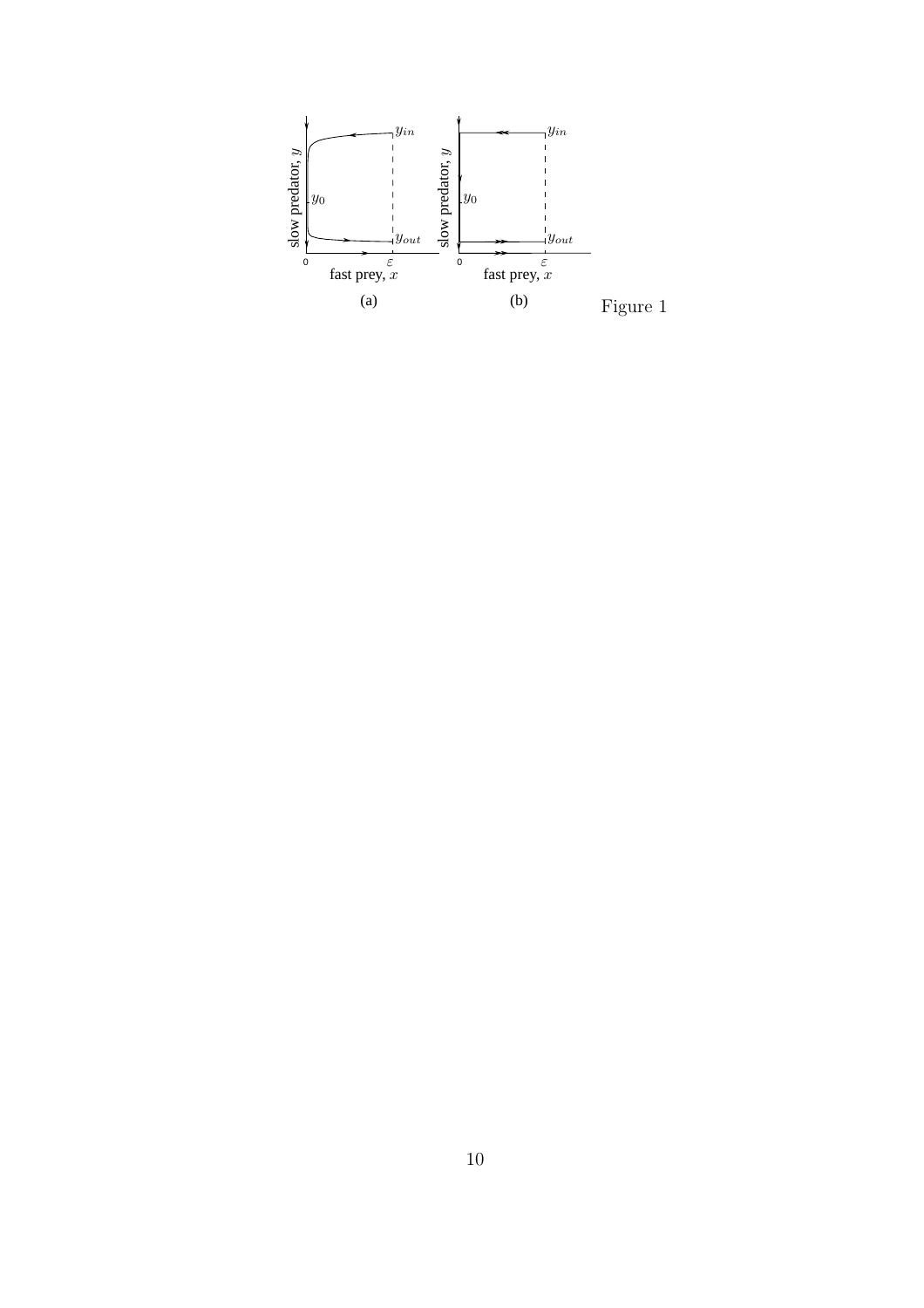Figure 1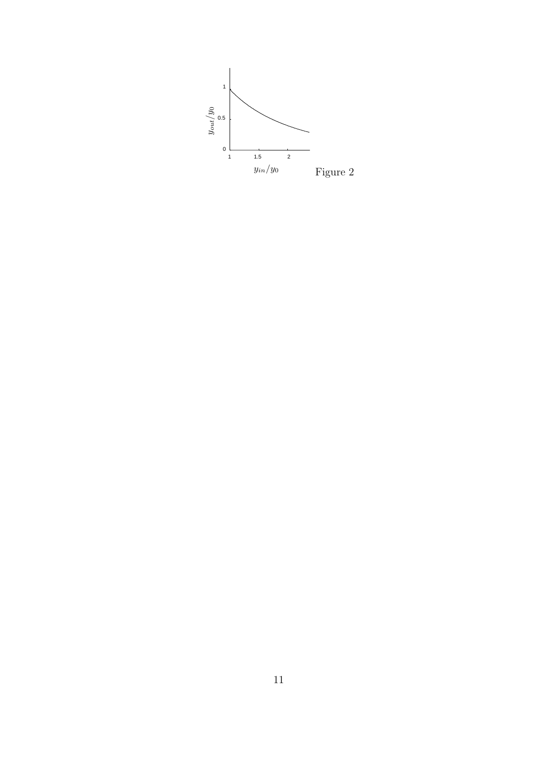Figure 2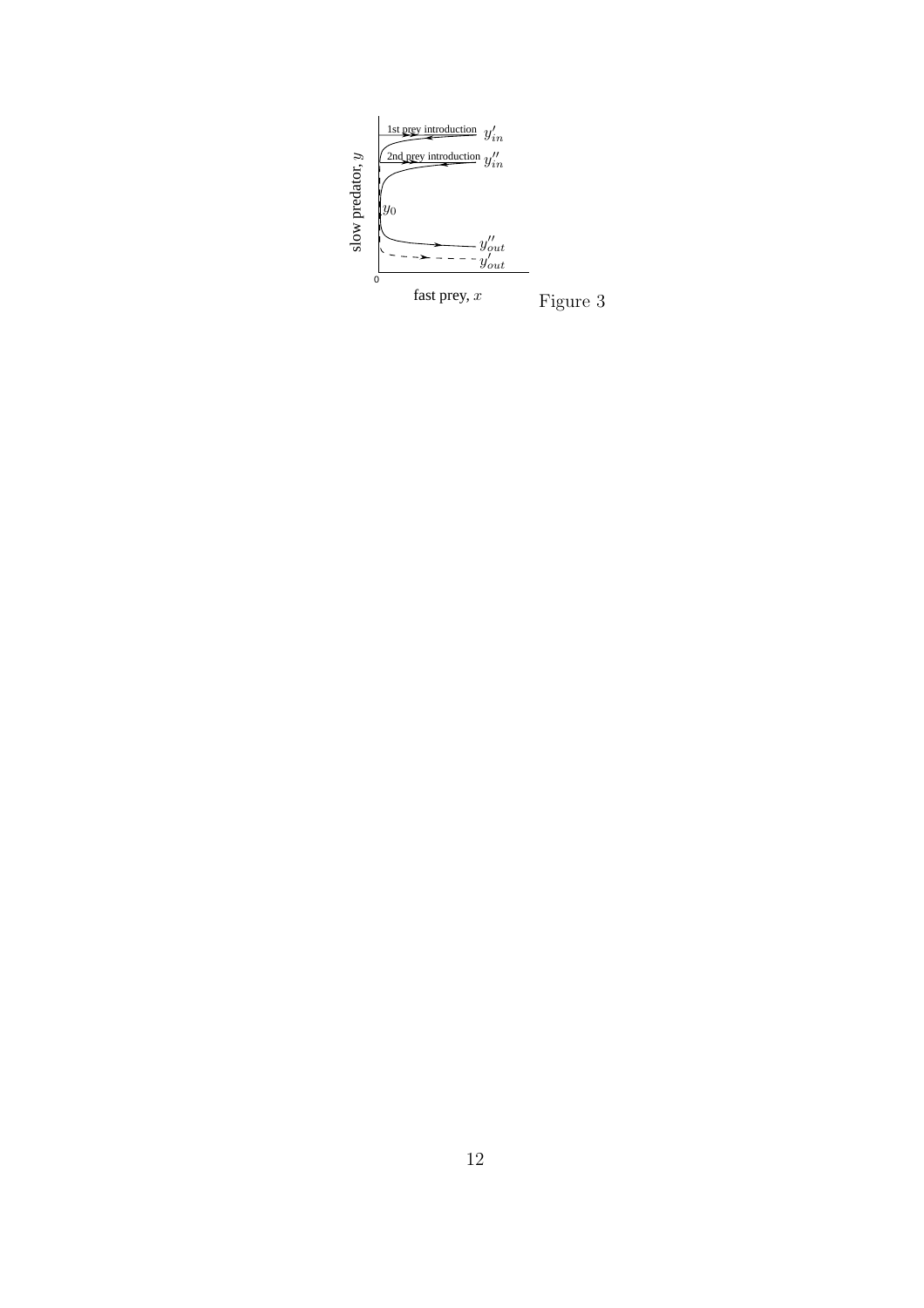Figure 3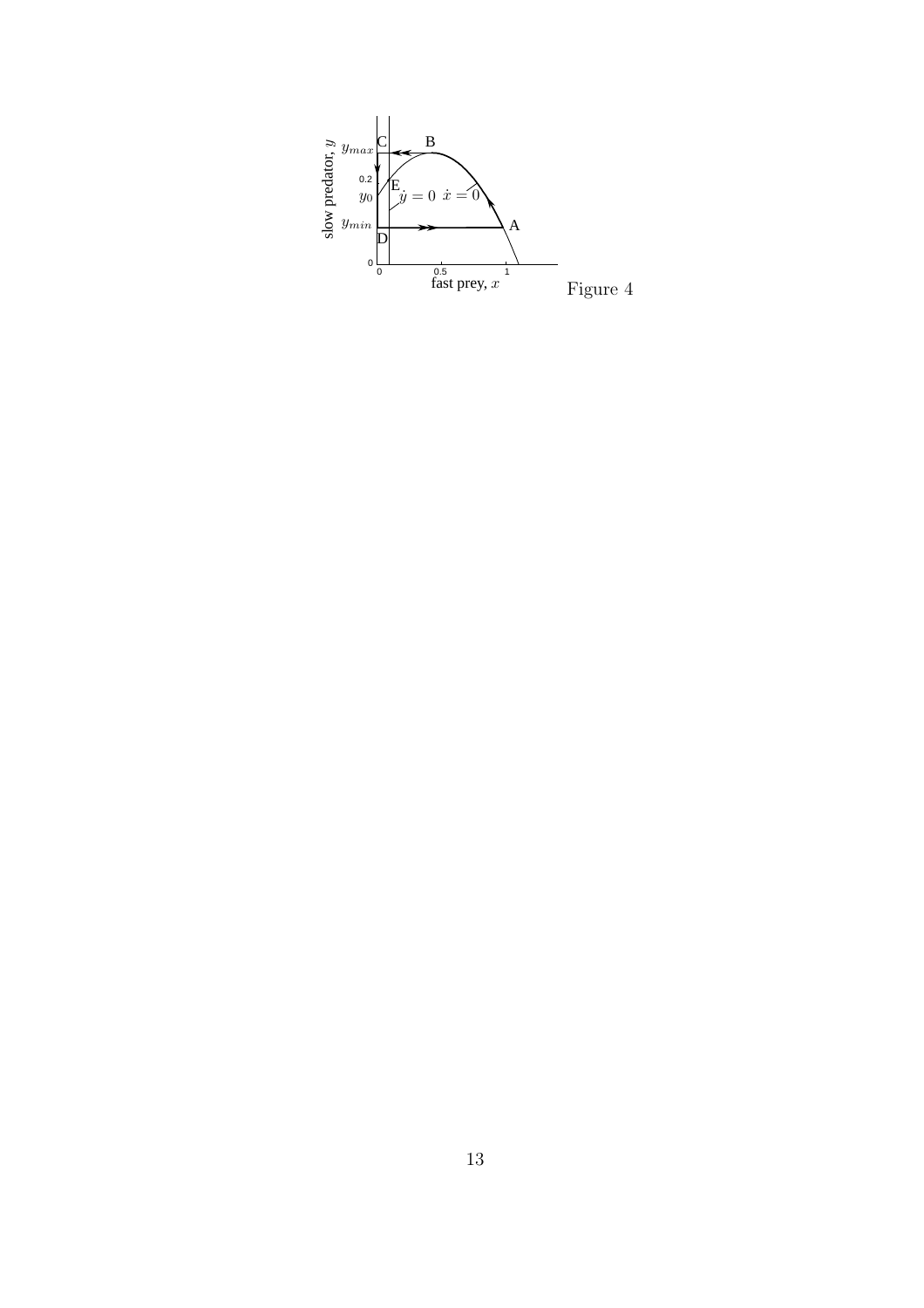Figure 4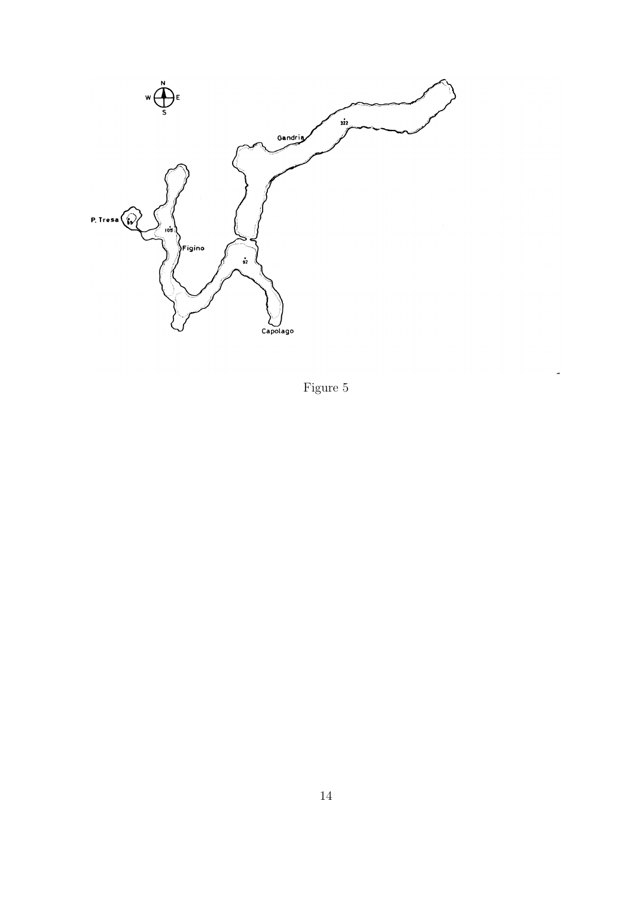Figure 5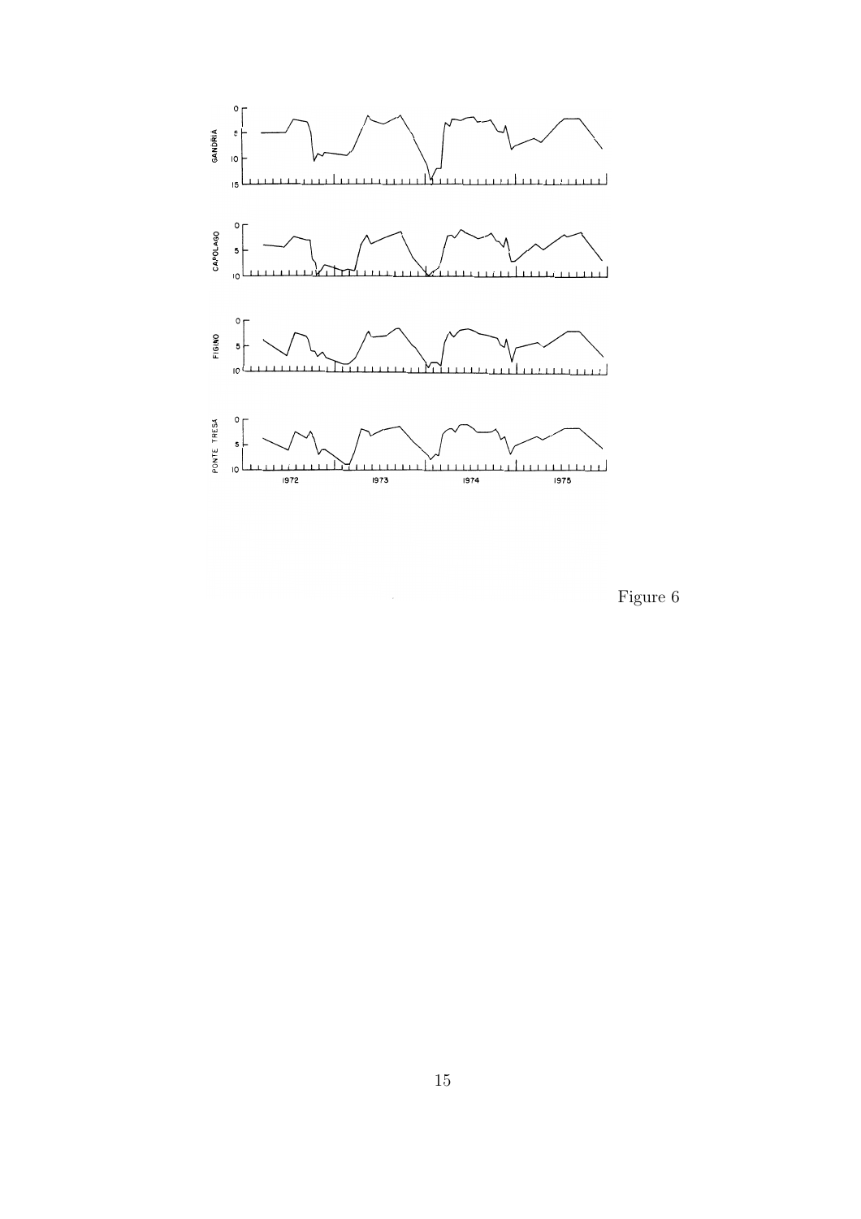GANDRIA

0
5
10
15

CAPOLAGO

0
5
10

FIGINO

0
5
10

PONTE TRESA

0
5
10

1972
1973
1974
1975

Figure 6